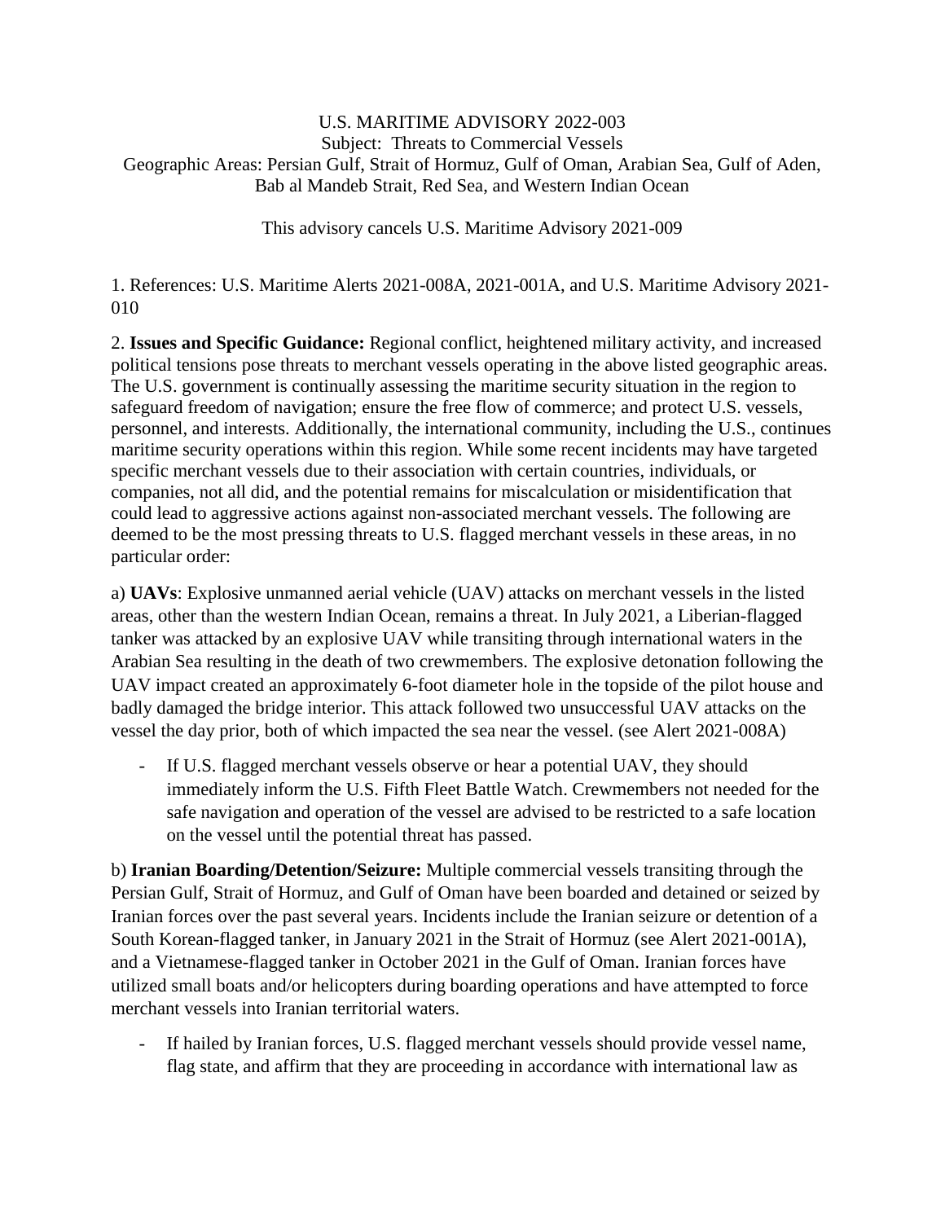U.S. MARITIME ADVISORY 2022-003
Subject: Threats to Commercial Vessels
Geographic Areas: Persian Gulf, Strait of Hormuz, Gulf of Oman, Arabian Sea, Gulf of Aden, Bab al Mandeb Strait, Red Sea, and Western Indian Ocean

This advisory cancels U.S. Maritime Advisory 2021-009

1. References: U.S. Maritime Alerts 2021-008A, 2021-001A, and U.S. Maritime Advisory 2021-010

2. **Issues and Specific Guidance:** Regional conflict, heightened military activity, and increased political tensions pose threats to merchant vessels operating in the above listed geographic areas. The U.S. government is continually assessing the maritime security situation in the region to safeguard freedom of navigation; ensure the free flow of commerce; and protect U.S. vessels, personnel, and interests. Additionally, the international community, including the U.S., continues maritime security operations within this region. While some recent incidents may have targeted specific merchant vessels due to their association with certain countries, individuals, or companies, not all did, and the potential remains for miscalculation or misidentification that could lead to aggressive actions against non-associated merchant vessels. The following are deemed to be the most pressing threats to U.S. flagged merchant vessels in these areas, in no particular order:

a) **UAVs**: Explosive unmanned aerial vehicle (UAV) attacks on merchant vessels in the listed areas, other than the western Indian Ocean, remains a threat. In July 2021, a Liberian-flagged tanker was attacked by an explosive UAV while transiting through international waters in the Arabian Sea resulting in the death of two crewmembers. The explosive detonation following the UAV impact created an approximately 6-foot diameter hole in the topside of the pilot house and badly damaged the bridge interior. This attack followed two unsuccessful UAV attacks on the vessel the day prior, both of which impacted the sea near the vessel. (see Alert 2021-008A)

- If U.S. flagged merchant vessels observe or hear a potential UAV, they should immediately inform the U.S. Fifth Fleet Battle Watch. Crewmembers not needed for the safe navigation and operation of the vessel are advised to be restricted to a safe location on the vessel until the potential threat has passed.

b) **Iranian Boarding/Detention/Seizure:** Multiple commercial vessels transiting through the Persian Gulf, Strait of Hormuz, and Gulf of Oman have been boarded and detained or seized by Iranian forces over the past several years. Incidents include the Iranian seizure or detention of a South Korean-flagged tanker, in January 2021 in the Strait of Hormuz (see Alert 2021-001A), and a Vietnamese-flagged tanker in October 2021 in the Gulf of Oman. Iranian forces have utilized small boats and/or helicopters during boarding operations and have attempted to force merchant vessels into Iranian territorial waters.

- If hailed by Iranian forces, U.S. flagged merchant vessels should provide vessel name, flag state, and affirm that they are proceeding in accordance with international law as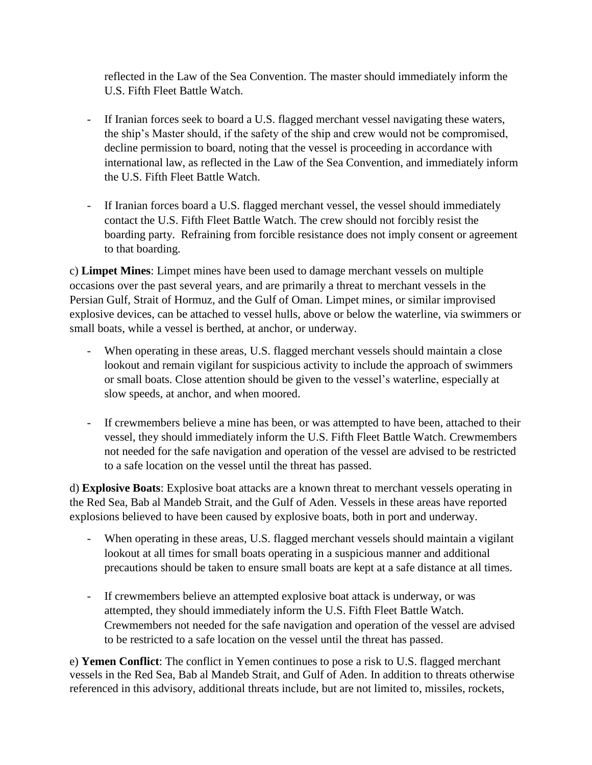reflected in the Law of the Sea Convention. The master should immediately inform the U.S. Fifth Fleet Battle Watch.

- If Iranian forces seek to board a U.S. flagged merchant vessel navigating these waters, the ship's Master should, if the safety of the ship and crew would not be compromised, decline permission to board, noting that the vessel is proceeding in accordance with international law, as reflected in the Law of the Sea Convention, and immediately inform the U.S. Fifth Fleet Battle Watch.

- If Iranian forces board a U.S. flagged merchant vessel, the vessel should immediately contact the U.S. Fifth Fleet Battle Watch. The crew should not forcibly resist the boarding party. Refraining from forcible resistance does not imply consent or agreement to that boarding.

c) **Limpet Mines**: Limpet mines have been used to damage merchant vessels on multiple occasions over the past several years, and are primarily a threat to merchant vessels in the Persian Gulf, Strait of Hormuz, and the Gulf of Oman. Limpet mines, or similar improvised explosive devices, can be attached to vessel hulls, above or below the waterline, via swimmers or small boats, while a vessel is berthed, at anchor, or underway.

- When operating in these areas, U.S. flagged merchant vessels should maintain a close lookout and remain vigilant for suspicious activity to include the approach of swimmers or small boats. Close attention should be given to the vessel's waterline, especially at slow speeds, at anchor, and when moored.

- If crewmembers believe a mine has been, or was attempted to have been, attached to their vessel, they should immediately inform the U.S. Fifth Fleet Battle Watch. Crewmembers not needed for the safe navigation and operation of the vessel are advised to be restricted to a safe location on the vessel until the threat has passed.

d) **Explosive Boats**: Explosive boat attacks are a known threat to merchant vessels operating in the Red Sea, Bab al Mandeb Strait, and the Gulf of Aden. Vessels in these areas have reported explosions believed to have been caused by explosive boats, both in port and underway.

- When operating in these areas, U.S. flagged merchant vessels should maintain a vigilant lookout at all times for small boats operating in a suspicious manner and additional precautions should be taken to ensure small boats are kept at a safe distance at all times.

- If crewmembers believe an attempted explosive boat attack is underway, or was attempted, they should immediately inform the U.S. Fifth Fleet Battle Watch. Crewmembers not needed for the safe navigation and operation of the vessel are advised to be restricted to a safe location on the vessel until the threat has passed.

e) **Yemen Conflict**: The conflict in Yemen continues to pose a risk to U.S. flagged merchant vessels in the Red Sea, Bab al Mandeb Strait, and Gulf of Aden. In addition to threats otherwise referenced in this advisory, additional threats include, but are not limited to, missiles, rockets,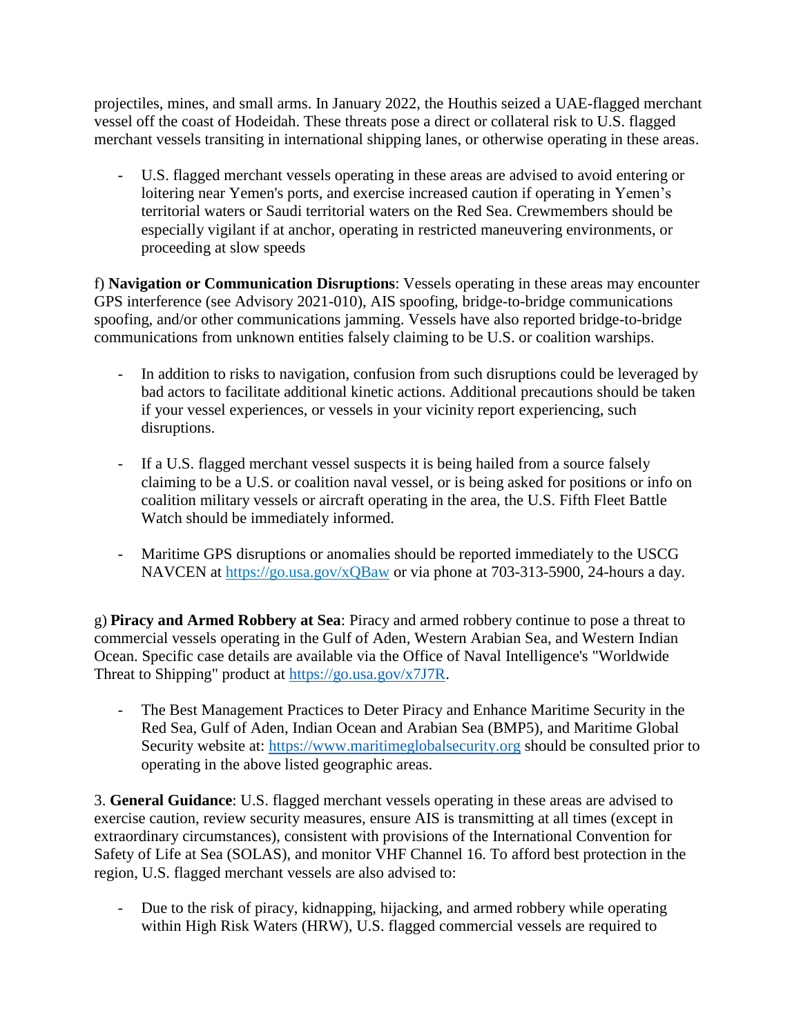projectiles, mines, and small arms. In January 2022, the Houthis seized a UAE-flagged merchant vessel off the coast of Hodeidah. These threats pose a direct or collateral risk to U.S. flagged merchant vessels transiting in international shipping lanes, or otherwise operating in these areas.

- U.S. flagged merchant vessels operating in these areas are advised to avoid entering or loitering near Yemen's ports, and exercise increased caution if operating in Yemen's territorial waters or Saudi territorial waters on the Red Sea. Crewmembers should be especially vigilant if at anchor, operating in restricted maneuvering environments, or proceeding at slow speeds

f) **Navigation or Communication Disruptions**: Vessels operating in these areas may encounter GPS interference (see Advisory 2021-010), AIS spoofing, bridge-to-bridge communications spoofing, and/or other communications jamming. Vessels have also reported bridge-to-bridge communications from unknown entities falsely claiming to be U.S. or coalition warships.

- In addition to risks to navigation, confusion from such disruptions could be leveraged by bad actors to facilitate additional kinetic actions. Additional precautions should be taken if your vessel experiences, or vessels in your vicinity report experiencing, such disruptions.

- If a U.S. flagged merchant vessel suspects it is being hailed from a source falsely claiming to be a U.S. or coalition naval vessel, or is being asked for positions or info on coalition military vessels or aircraft operating in the area, the U.S. Fifth Fleet Battle Watch should be immediately informed.

- Maritime GPS disruptions or anomalies should be reported immediately to the USCG NAVCEN at https://go.usa.gov/xQBaw or via phone at 703-313-5900, 24-hours a day.

g) **Piracy and Armed Robbery at Sea**: Piracy and armed robbery continue to pose a threat to commercial vessels operating in the Gulf of Aden, Western Arabian Sea, and Western Indian Ocean. Specific case details are available via the Office of Naval Intelligence's "Worldwide Threat to Shipping" product at https://go.usa.gov/x7J7R.

- The Best Management Practices to Deter Piracy and Enhance Maritime Security in the Red Sea, Gulf of Aden, Indian Ocean and Arabian Sea (BMP5), and Maritime Global Security website at: https://www.maritimeglobalsecurity.org should be consulted prior to operating in the above listed geographic areas.

3. **General Guidance**: U.S. flagged merchant vessels operating in these areas are advised to exercise caution, review security measures, ensure AIS is transmitting at all times (except in extraordinary circumstances), consistent with provisions of the International Convention for Safety of Life at Sea (SOLAS), and monitor VHF Channel 16. To afford best protection in the region, U.S. flagged merchant vessels are also advised to:

- Due to the risk of piracy, kidnapping, hijacking, and armed robbery while operating within High Risk Waters (HRW), U.S. flagged commercial vessels are required to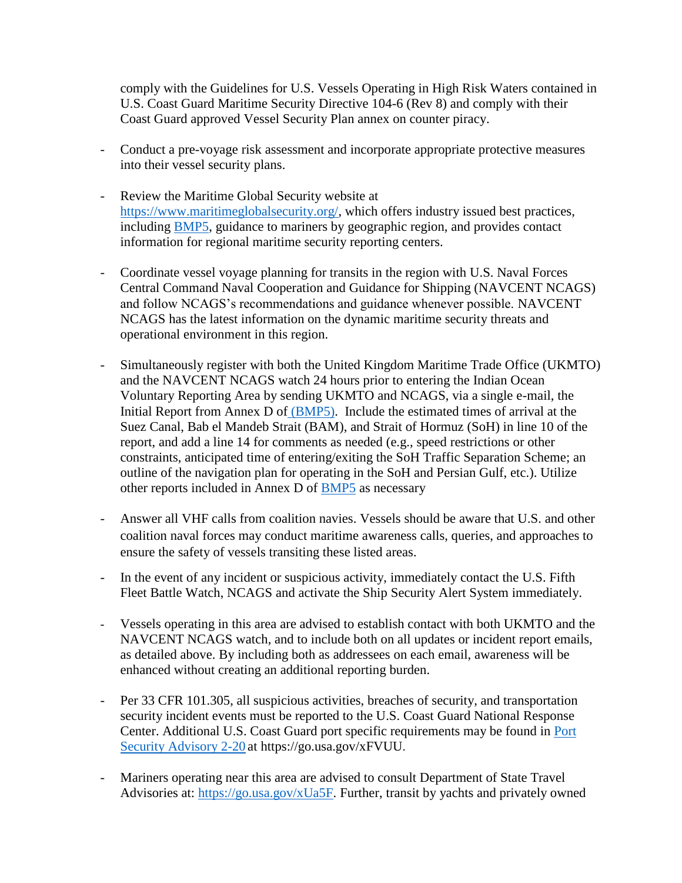comply with the Guidelines for U.S. Vessels Operating in High Risk Waters contained in U.S. Coast Guard Maritime Security Directive 104-6 (Rev 8) and comply with their Coast Guard approved Vessel Security Plan annex on counter piracy.

- Conduct a pre-voyage risk assessment and incorporate appropriate protective measures into their vessel security plans.

- Review the Maritime Global Security website at https://www.maritimeglobalsecurity.org/, which offers industry issued best practices, including BMP5, guidance to mariners by geographic region, and provides contact information for regional maritime security reporting centers.

- Coordinate vessel voyage planning for transits in the region with U.S. Naval Forces Central Command Naval Cooperation and Guidance for Shipping (NAVCENT NCAGS) and follow NCAGS's recommendations and guidance whenever possible. NAVCENT NCAGS has the latest information on the dynamic maritime security threats and operational environment in this region.

- Simultaneously register with both the United Kingdom Maritime Trade Office (UKMTO) and the NAVCENT NCAGS watch 24 hours prior to entering the Indian Ocean Voluntary Reporting Area by sending UKMTO and NCAGS, via a single e-mail, the Initial Report from Annex D of (BMP5). Include the estimated times of arrival at the Suez Canal, Bab el Mandeb Strait (BAM), and Strait of Hormuz (SoH) in line 10 of the report, and add a line 14 for comments as needed (e.g., speed restrictions or other constraints, anticipated time of entering/exiting the SoH Traffic Separation Scheme; an outline of the navigation plan for operating in the SoH and Persian Gulf, etc.). Utilize other reports included in Annex D of BMP5 as necessary

- Answer all VHF calls from coalition navies. Vessels should be aware that U.S. and other coalition naval forces may conduct maritime awareness calls, queries, and approaches to ensure the safety of vessels transiting these listed areas.

- In the event of any incident or suspicious activity, immediately contact the U.S. Fifth Fleet Battle Watch, NCAGS and activate the Ship Security Alert System immediately.

- Vessels operating in this area are advised to establish contact with both UKMTO and the NAVCENT NCAGS watch, and to include both on all updates or incident report emails, as detailed above. By including both as addressees on each email, awareness will be enhanced without creating an additional reporting burden.

- Per 33 CFR 101.305, all suspicious activities, breaches of security, and transportation security incident events must be reported to the U.S. Coast Guard National Response Center. Additional U.S. Coast Guard port specific requirements may be found in Port Security Advisory 2-20 at https://go.usa.gov/xFVUU.

- Mariners operating near this area are advised to consult Department of State Travel Advisories at: https://go.usa.gov/xUa5F. Further, transit by yachts and privately owned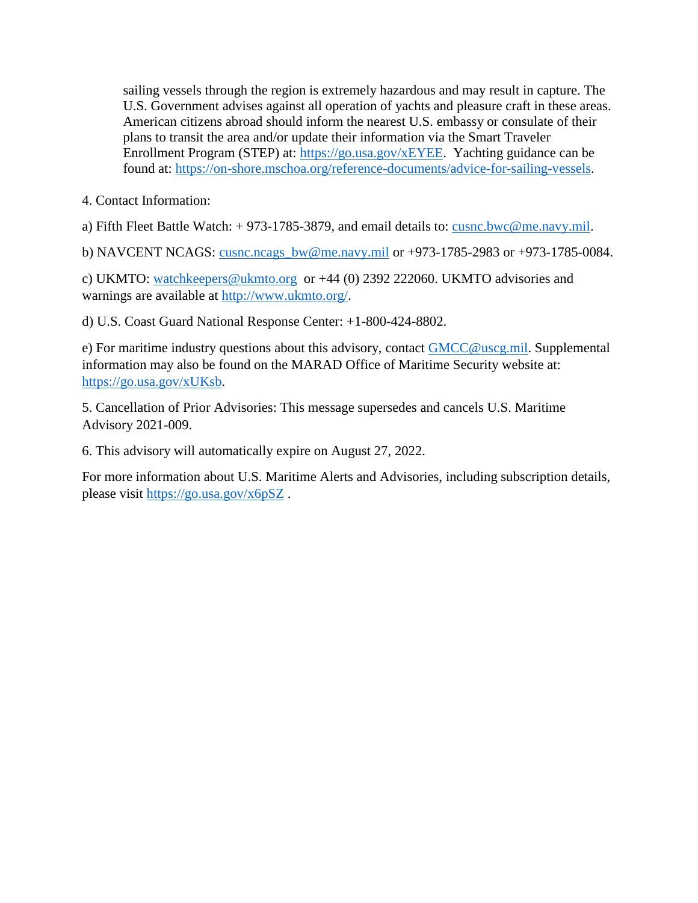sailing vessels through the region is extremely hazardous and may result in capture. The U.S. Government advises against all operation of yachts and pleasure craft in these areas. American citizens abroad should inform the nearest U.S. embassy or consulate of their plans to transit the area and/or update their information via the Smart Traveler Enrollment Program (STEP) at: https://go.usa.gov/xEYEE. Yachting guidance can be found at: https://on-shore.mschoa.org/reference-documents/advice-for-sailing-vessels.

4. Contact Information:

a) Fifth Fleet Battle Watch: + 973-1785-3879, and email details to: cusnc.bwc@me.navy.mil.

b) NAVCENT NCAGS: cusnc.ncags_bw@me.navy.mil or +973-1785-2983 or +973-1785-0084.

c) UKMTO: watchkeepers@ukmto.org or +44 (0) 2392 222060. UKMTO advisories and warnings are available at http://www.ukmto.org/.

d) U.S. Coast Guard National Response Center: +1-800-424-8802.

e) For maritime industry questions about this advisory, contact GMCC@uscg.mil. Supplemental information may also be found on the MARAD Office of Maritime Security website at: https://go.usa.gov/xUKsb.

5. Cancellation of Prior Advisories: This message supersedes and cancels U.S. Maritime Advisory 2021-009.

6. This advisory will automatically expire on August 27, 2022.

For more information about U.S. Maritime Alerts and Advisories, including subscription details, please visit https://go.usa.gov/x6pSZ .